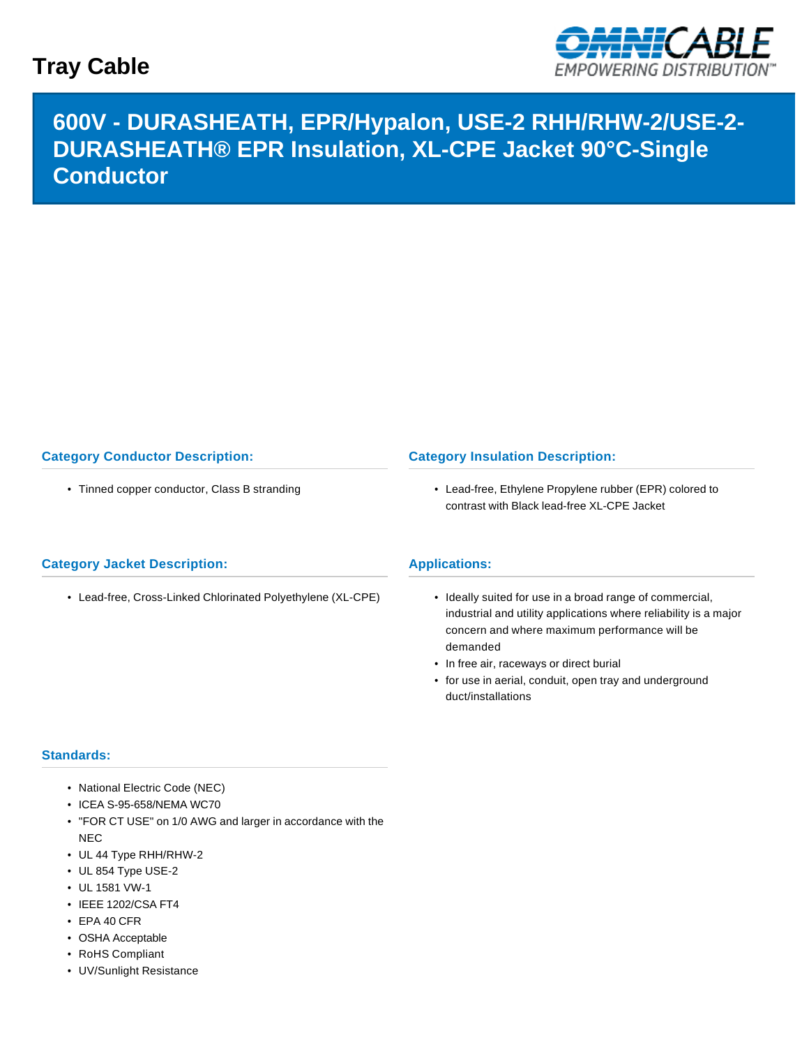# Tray Cable

## 600V - DURASHEATH, EPR/Hypalon, USE-2 RHH/RHW-2/USE-2-DURASHEATH® EPR Insulation, XL-CPE Jacket 90°C-Single Conductor

### Category Conductor Description:

- Tinned copper conductor, Class B stranding

### Category Insulation Description:

- Lead-free, Ethylene Propylene rubber (EPR) colored to contrast with Black lead-free XL-CPE Jacket

### Category Jacket Description:

- Lead-free, Cross-Linked Chlorinated Polyethylene (XL-CPE)

### Applications:

- Ideally suited for use in a broad range of commercial, industrial and utility applications where reliability is a major concern and where maximum performance will be demanded
- In free air, raceways or direct burial
- for use in aerial, conduit, open tray and underground duct/installations

### Standards:

- National Electric Code (NEC)
- ICEA S-95-658/NEMA WC70
- "FOR CT USE" on 1/0 AWG and larger in accordance with the NEC
- UL 44 Type RHH/RHW-2
- UL 854 Type USE-2
- UL 1581 VW-1
- IEEE 1202/CSA FT4
- EPA 40 CFR
- OSHA Acceptable
- RoHS Compliant
- UV/Sunlight Resistance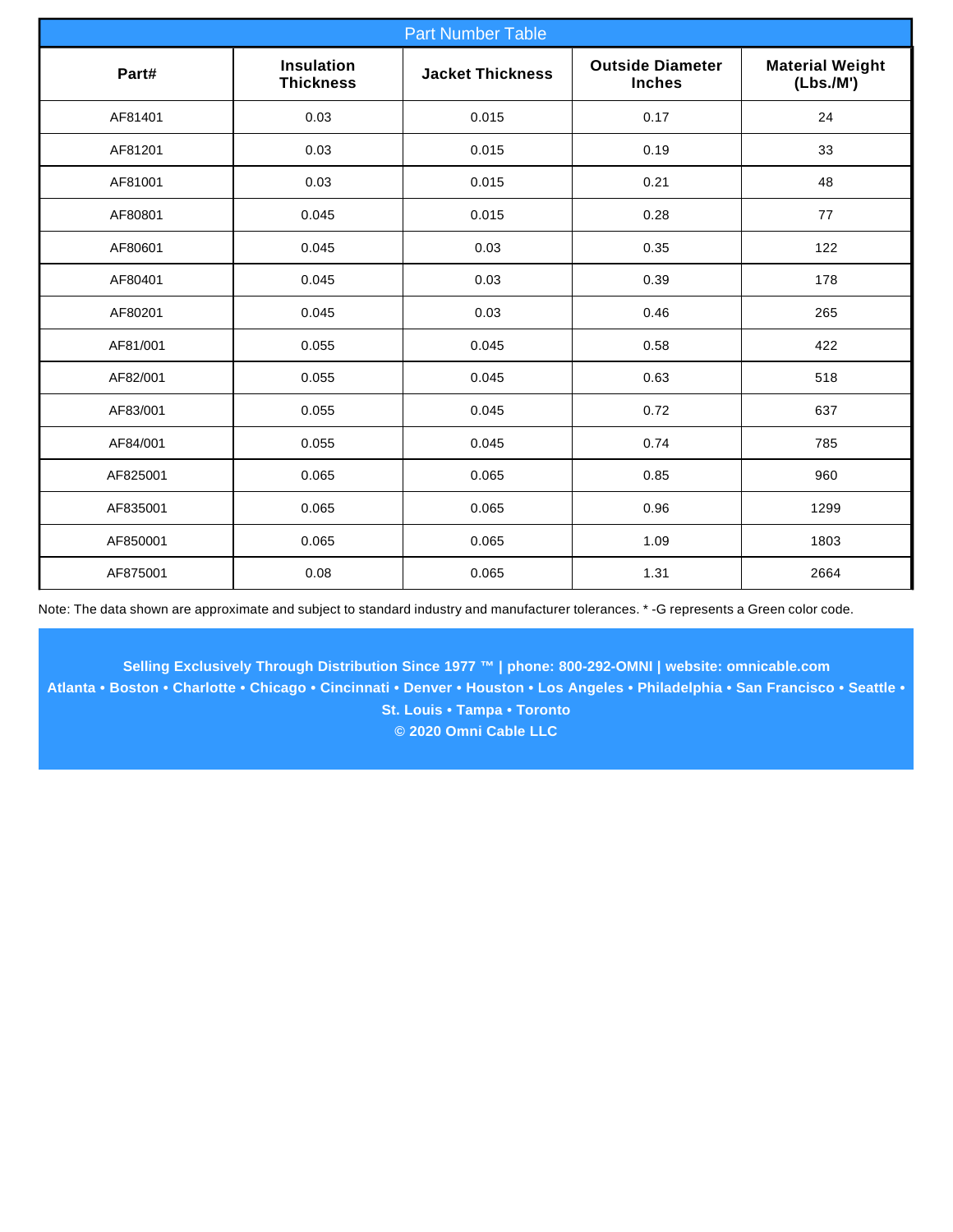## Part Number Table

| Part# | Insulation Thickness | Jacket Thickness | Outside Diameter Inches | Material Weight (Lbs./M') |
|---|---|---|---|---|
| AF81401 | 0.03 | 0.015 | 0.17 | 24 |
| AF81201 | 0.03 | 0.015 | 0.19 | 33 |
| AF81001 | 0.03 | 0.015 | 0.21 | 48 |
| AF80801 | 0.045 | 0.015 | 0.28 | 77 |
| AF80601 | 0.045 | 0.03 | 0.35 | 122 |
| AF80401 | 0.045 | 0.03 | 0.39 | 178 |
| AF80201 | 0.045 | 0.03 | 0.46 | 265 |
| AF81/001 | 0.055 | 0.045 | 0.58 | 422 |
| AF82/001 | 0.055 | 0.045 | 0.63 | 518 |
| AF83/001 | 0.055 | 0.045 | 0.72 | 637 |
| AF84/001 | 0.055 | 0.045 | 0.74 | 785 |
| AF825001 | 0.065 | 0.065 | 0.85 | 960 |
| AF835001 | 0.065 | 0.065 | 0.96 | 1299 |
| AF850001 | 0.065 | 0.065 | 1.09 | 1803 |
| AF875001 | 0.08 | 0.065 | 1.31 | 2664 |

Note: The data shown are approximate and subject to standard industry and manufacturer tolerances. * -G represents a Green color code.

**Selling Exclusively Through Distribution Since 1977 ™ | phone: 800-292-OMNI | website: omnicable.com**
**Atlanta • Boston • Charlotte • Chicago • Cincinnati • Denver • Houston • Los Angeles • Philadelphia • San Francisco • Seattle • St. Louis • Tampa • Toronto**
**© 2020 Omni Cable LLC**